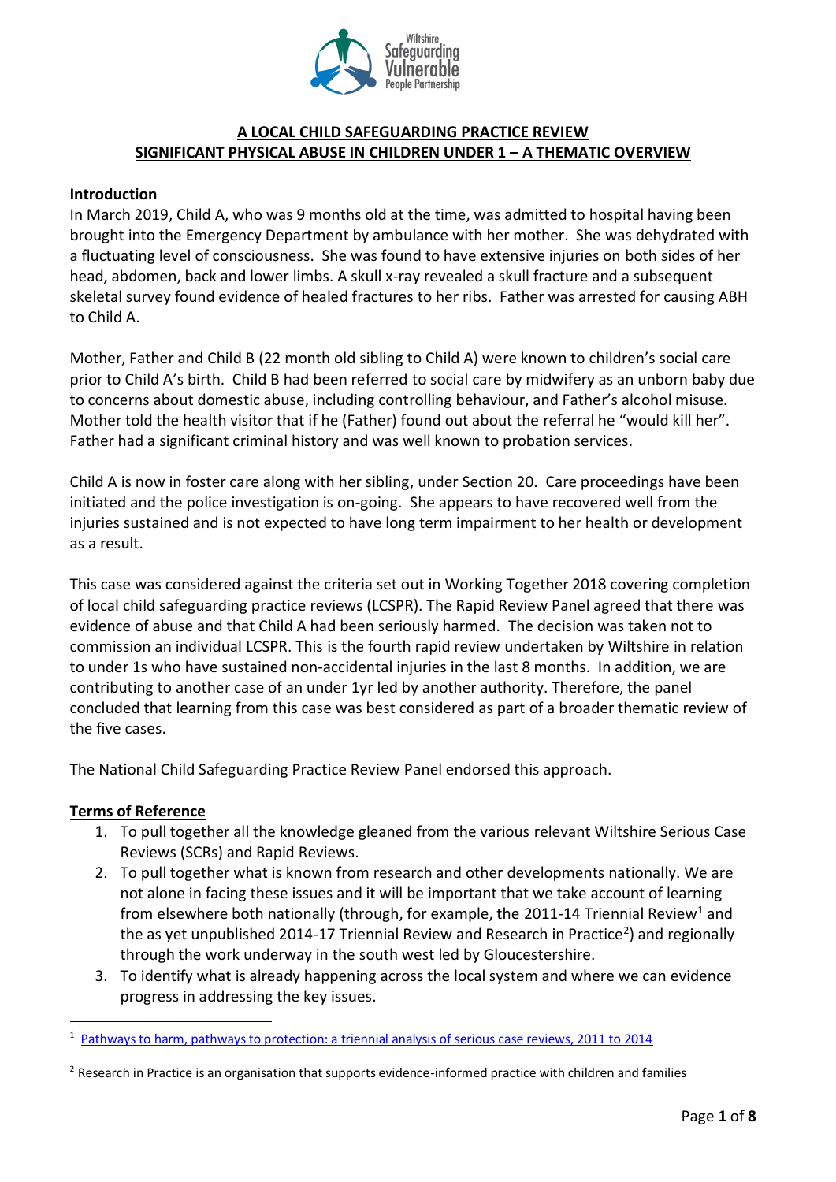# A LOCAL CHILD SAFEGUARDING PRACTICE REVIEW
# SIGNIFICANT PHYSICAL ABUSE IN CHILDREN UNDER 1 – A THEMATIC OVERVIEW

**Introduction**

In March 2019, Child A, who was 9 months old at the time, was admitted to hospital having been brought into the Emergency Department by ambulance with her mother. She was dehydrated with a fluctuating level of consciousness. She was found to have extensive injuries on both sides of her head, abdomen, back and lower limbs. A skull x-ray revealed a skull fracture and a subsequent skeletal survey found evidence of healed fractures to her ribs. Father was arrested for causing ABH to Child A.

Mother, Father and Child B (22 month old sibling to Child A) were known to children's social care prior to Child A's birth. Child B had been referred to social care by midwifery as an unborn baby due to concerns about domestic abuse, including controlling behaviour, and Father's alcohol misuse. Mother told the health visitor that if he (Father) found out about the referral he "would kill her". Father had a significant criminal history and was well known to probation services.

Child A is now in foster care along with her sibling, under Section 20. Care proceedings have been initiated and the police investigation is on-going. She appears to have recovered well from the injuries sustained and is not expected to have long term impairment to her health or development as a result.

This case was considered against the criteria set out in Working Together 2018 covering completion of local child safeguarding practice reviews (LCSPR). The Rapid Review Panel agreed that there was evidence of abuse and that Child A had been seriously harmed. The decision was taken not to commission an individual LCSPR. This is the fourth rapid review undertaken by Wiltshire in relation to under 1s who have sustained non-accidental injuries in the last 8 months. In addition, we are contributing to another case of an under 1yr led by another authority. Therefore, the panel concluded that learning from this case was best considered as part of a broader thematic review of the five cases.

The National Child Safeguarding Practice Review Panel endorsed this approach.

## Terms of Reference

1. To pull together all the knowledge gleaned from the various relevant Wiltshire Serious Case Reviews (SCRs) and Rapid Reviews.
2. To pull together what is known from research and other developments nationally. We are not alone in facing these issues and it will be important that we take account of learning from elsewhere both nationally (through, for example, the 2011-14 Triennial Review[1] and the as yet unpublished 2014-17 Triennial Review and Research in Practice[2]) and regionally through the work underway in the south west led by Gloucestershire.
3. To identify what is already happening across the local system and where we can evidence progress in addressing the key issues.

---

[1] Pathways to harm, pathways to protection: a triennial analysis of serious case reviews, 2011 to 2014

[2] Research in Practice is an organisation that supports evidence-informed practice with children and families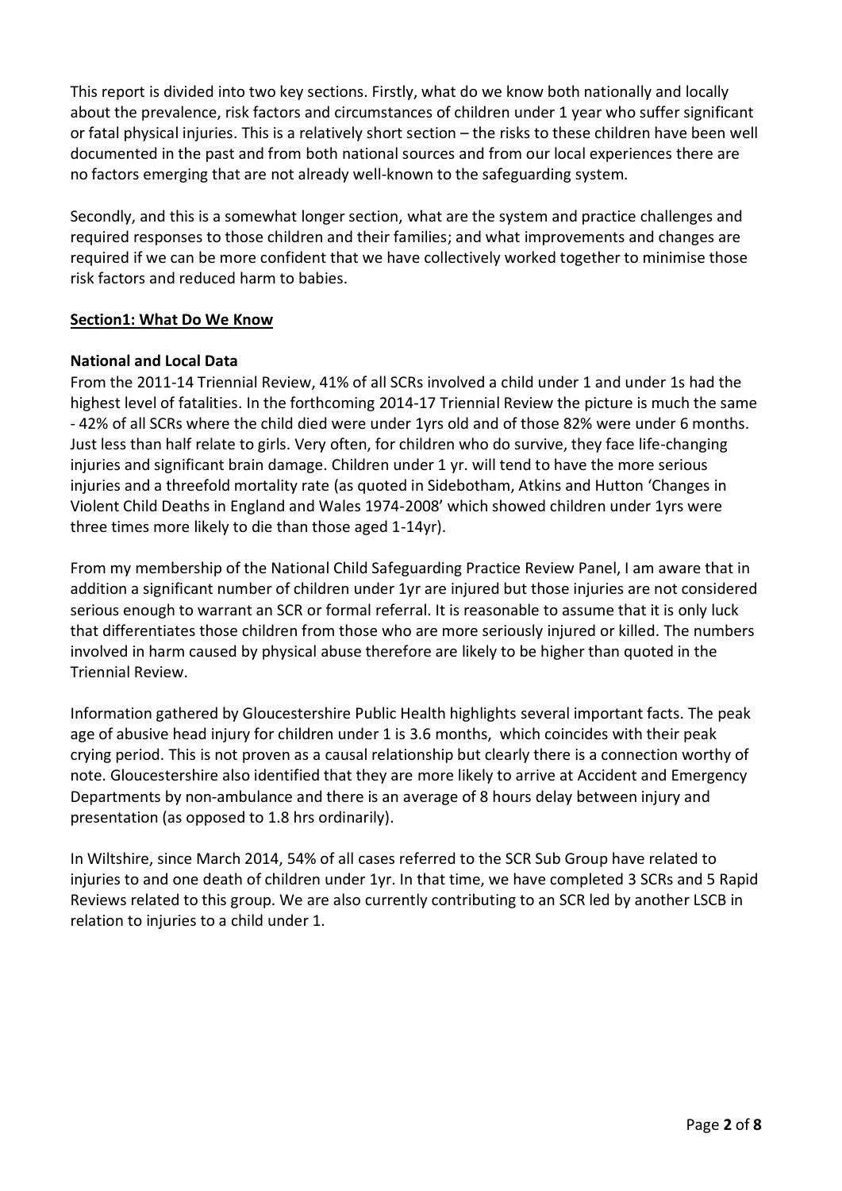This report is divided into two key sections. Firstly, what do we know both nationally and locally about the prevalence, risk factors and circumstances of children under 1 year who suffer significant or fatal physical injuries. This is a relatively short section – the risks to these children have been well documented in the past and from both national sources and from our local experiences there are no factors emerging that are not already well-known to the safeguarding system.

Secondly, and this is a somewhat longer section, what are the system and practice challenges and required responses to those children and their families; and what improvements and changes are required if we can be more confident that we have collectively worked together to minimise those risk factors and reduced harm to babies.

## Section1: What Do We Know

### National and Local Data

From the 2011-14 Triennial Review, 41% of all SCRs involved a child under 1 and under 1s had the highest level of fatalities. In the forthcoming 2014-17 Triennial Review the picture is much the same - 42% of all SCRs where the child died were under 1yrs old and of those 82% were under 6 months. Just less than half relate to girls. Very often, for children who do survive, they face life-changing injuries and significant brain damage. Children under 1 yr. will tend to have the more serious injuries and a threefold mortality rate (as quoted in Sidebotham, Atkins and Hutton 'Changes in Violent Child Deaths in England and Wales 1974-2008' which showed children under 1yrs were three times more likely to die than those aged 1-14yr).

From my membership of the National Child Safeguarding Practice Review Panel, I am aware that in addition a significant number of children under 1yr are injured but those injuries are not considered serious enough to warrant an SCR or formal referral. It is reasonable to assume that it is only luck that differentiates those children from those who are more seriously injured or killed. The numbers involved in harm caused by physical abuse therefore are likely to be higher than quoted in the Triennial Review.

Information gathered by Gloucestershire Public Health highlights several important facts. The peak age of abusive head injury for children under 1 is 3.6 months, which coincides with their peak crying period. This is not proven as a causal relationship but clearly there is a connection worthy of note. Gloucestershire also identified that they are more likely to arrive at Accident and Emergency Departments by non-ambulance and there is an average of 8 hours delay between injury and presentation (as opposed to 1.8 hrs ordinarily).

In Wiltshire, since March 2014, 54% of all cases referred to the SCR Sub Group have related to injuries to and one death of children under 1yr. In that time, we have completed 3 SCRs and 5 Rapid Reviews related to this group. We are also currently contributing to an SCR led by another LSCB in relation to injuries to a child under 1.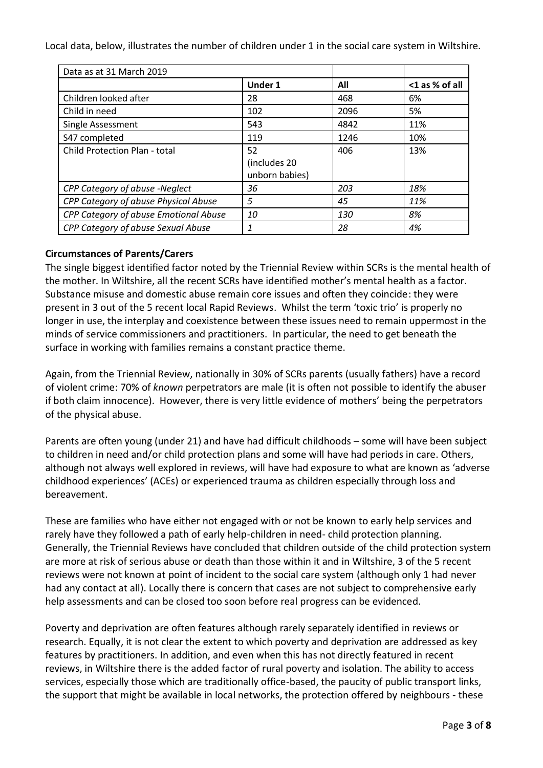Local data, below, illustrates the number of children under 1 in the social care system in Wiltshire.

| Data as at 31 March 2019 | | | |
|---|---|---|---|
| | **Under 1** | **All** | **<1 as % of all** |
| Child­ren looked after | 28 | 468 | 6% |
| Child in need | 102 | 2096 | 5% |
| Single Assessment | 543 | 4842 | 11% |
| S47 completed | 119 | 1246 | 10% |
| Child Protection Plan - total | 52 (includes 20 unborn babies) | 406 | 13% |
| *CPP Category of abuse -Neglect* | *36* | *203* | *18%* |
| *CPP Category of abuse Physical Abuse* | *5* | *45* | *11%* |
| *CPP Category of abuse Emotional Abuse* | *10* | *130* | *8%* |
| *CPP Category of abuse Sexual Abuse* | *1* | *28* | *4%* |

**Circumstances of Parents/Carers**

The single biggest identified factor noted by the Triennial Review within SCRs is the mental health of the mother. In Wiltshire, all the recent SCRs have identified mother's mental health as a factor. Substance misuse and domestic abuse remain core issues and often they coincide: they were present in 3 out of the 5 recent local Rapid Reviews. Whilst the term 'toxic trio' is properly no longer in use, the interplay and coexistence between these issues need to remain uppermost in the minds of service commissioners and practitioners. In particular, the need to get beneath the surface in working with families remains a constant practice theme.

Again, from the Triennial Review, nationally in 30% of SCRs parents (usually fathers) have a record of violent crime: 70% of *known* perpetrators are male (it is often not possible to identify the abuser if both claim innocence). However, there is very little evidence of mothers' being the perpetrators of the physical abuse.

Parents are often young (under 21) and have had difficult childhoods – some will have been subject to children in need and/or child protection plans and some will have had periods in care. Others, although not always well explored in reviews, will have had exposure to what are known as 'adverse childhood experiences' (ACEs) or experienced trauma as children especially through loss and bereavement.

These are families who have either not engaged with or not be known to early help services and rarely have they followed a path of early help-children in need- child protection planning. Generally, the Triennial Reviews have concluded that children outside of the child protection system are more at risk of serious abuse or death than those within it and in Wiltshire, 3 of the 5 recent reviews were not known at point of incident to the social care system (although only 1 had never had any contact at all). Locally there is concern that cases are not subject to comprehensive early help assessments and can be closed too soon before real progress can be evidenced.

Poverty and deprivation are often features although rarely separately identified in reviews or research. Equally, it is not clear the extent to which poverty and deprivation are addressed as key features by practitioners. In addition, and even when this has not directly featured in recent reviews, in Wiltshire there is the added factor of rural poverty and isolation. The ability to access services, especially those which are traditionally office-based, the paucity of public transport links, the support that might be available in local networks, the protection offered by neighbours - these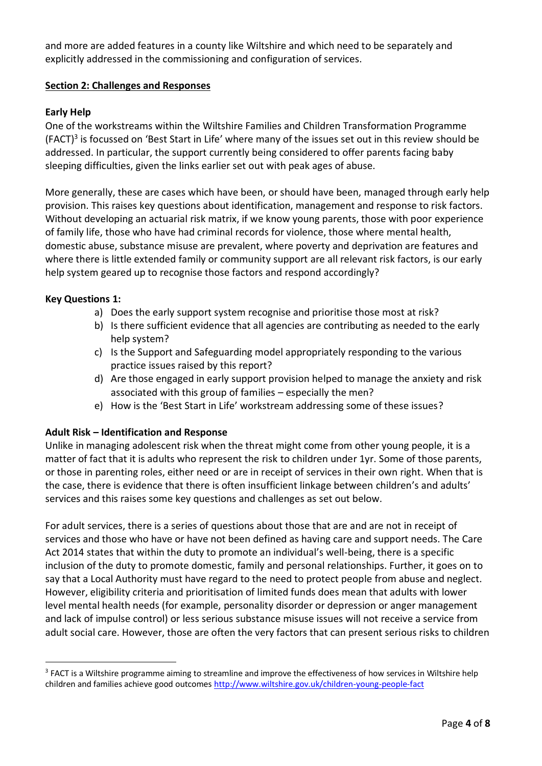and more are added features in a county like Wiltshire and which need to be separately and explicitly addressed in the commissioning and configuration of services.

## Section 2: Challenges and Responses

### Early Help

One of the workstreams within the Wiltshire Families and Children Transformation Programme (FACT)[3] is focussed on 'Best Start in Life' where many of the issues set out in this review should be addressed. In particular, the support currently being considered to offer parents facing baby sleeping difficulties, given the links earlier set out with peak ages of abuse.

More generally, these are cases which have been, or should have been, managed through early help provision. This raises key questions about identification, management and response to risk factors. Without developing an actuarial risk matrix, if we know young parents, those with poor experience of family life, those who have had criminal records for violence, those where mental health, domestic abuse, substance misuse are prevalent, where poverty and deprivation are features and where there is little extended family or community support are all relevant risk factors, is our early help system geared up to recognise those factors and respond accordingly?

**Key Questions 1:**

a) Does the early support system recognise and prioritise those most at risk?
b) Is there sufficient evidence that all agencies are contributing as needed to the early help system?
c) Is the Support and Safeguarding model appropriately responding to the various practice issues raised by this report?
d) Are those engaged in early support provision helped to manage the anxiety and risk associated with this group of families – especially the men?
e) How is the 'Best Start in Life' workstream addressing some of these issues?

### Adult Risk – Identification and Response

Unlike in managing adolescent risk when the threat might come from other young people, it is a matter of fact that it is adults who represent the risk to children under 1yr. Some of those parents, or those in parenting roles, either need or are in receipt of services in their own right. When that is the case, there is evidence that there is often insufficient linkage between children's and adults' services and this raises some key questions and challenges as set out below.

For adult services, there is a series of questions about those that are and are not in receipt of services and those who have or have not been defined as having care and support needs. The Care Act 2014 states that within the duty to promote an individual's well-being, there is a specific inclusion of the duty to promote domestic, family and personal relationships. Further, it goes on to say that a Local Authority must have regard to the need to protect people from abuse and neglect. However, eligibility criteria and prioritisation of limited funds does mean that adults with lower level mental health needs (for example, personality disorder or depression or anger management and lack of impulse control) or less serious substance misuse issues will not receive a service from adult social care. However, those are often the very factors that can present serious risks to children

[3] FACT is a Wiltshire programme aiming to streamline and improve the effectiveness of how services in Wiltshire help children and families achieve good outcomes http://www.wiltshire.gov.uk/children-young-people-fact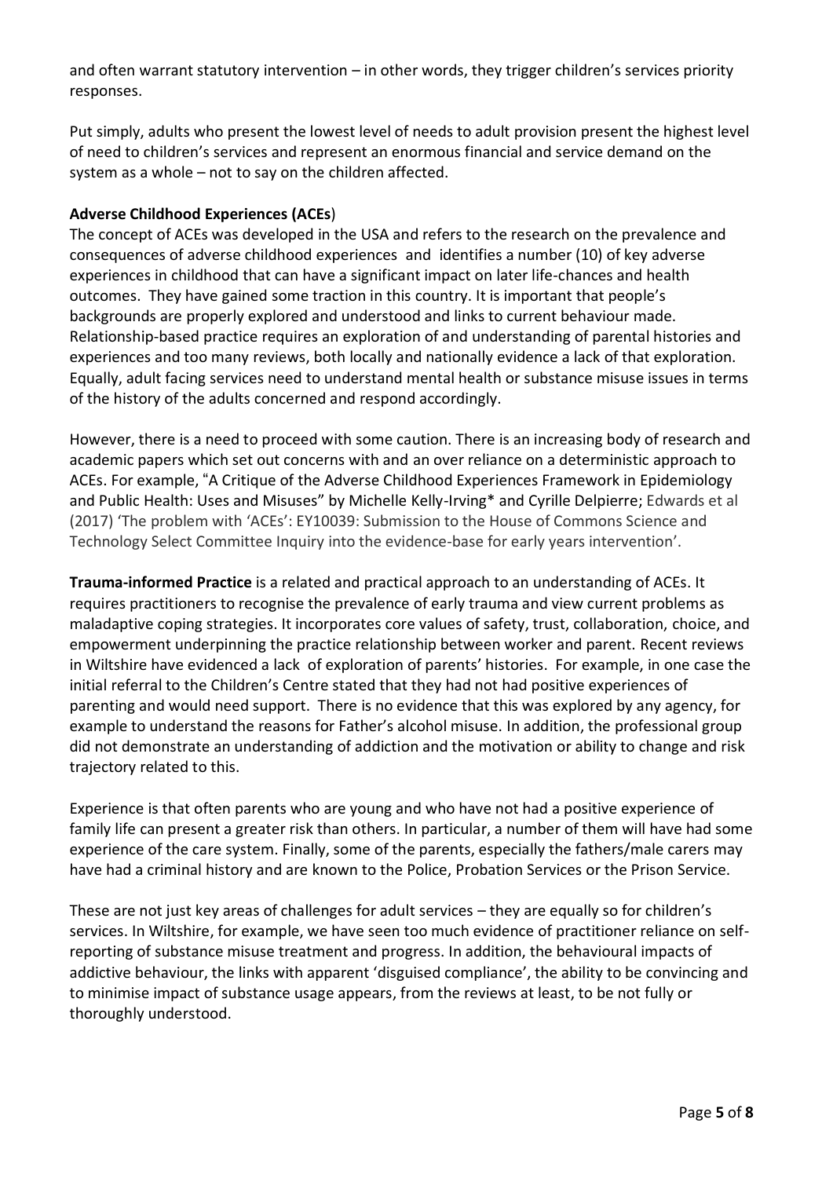and often warrant statutory intervention – in other words, they trigger children's services priority responses.

Put simply, adults who present the lowest level of needs to adult provision present the highest level of need to children's services and represent an enormous financial and service demand on the system as a whole – not to say on the children affected.

**Adverse Childhood Experiences (ACEs**)

The concept of ACEs was developed in the USA and refers to the research on the prevalence and consequences of adverse childhood experiences and identifies a number (10) of key adverse experiences in childhood that can have a significant impact on later life-chances and health outcomes. They have gained some traction in this country. It is important that people's backgrounds are properly explored and understood and links to current behaviour made. Relationship-based practice requires an exploration of and understanding of parental histories and experiences and too many reviews, both locally and nationally evidence a lack of that exploration. Equally, adult facing services need to understand mental health or substance misuse issues in terms of the history of the adults concerned and respond accordingly.

However, there is a need to proceed with some caution. There is an increasing body of research and academic papers which set out concerns with and an over reliance on a deterministic approach to ACEs. For example, "A Critique of the Adverse Childhood Experiences Framework in Epidemiology and Public Health: Uses and Misuses" by Michelle Kelly-Irving* and Cyrille Delpierre; Edwards et al (2017) 'The problem with 'ACEs': EY10039: Submission to the House of Commons Science and Technology Select Committee Inquiry into the evidence-base for early years intervention'.

**Trauma-informed Practice** is a related and practical approach to an understanding of ACEs. It requires practitioners to recognise the prevalence of early trauma and view current problems as maladaptive coping strategies. It incorporates core values of safety, trust, collaboration, choice, and empowerment underpinning the practice relationship between worker and parent. Recent reviews in Wiltshire have evidenced a lack of exploration of parents' histories. For example, in one case the initial referral to the Children's Centre stated that they had not had positive experiences of parenting and would need support. There is no evidence that this was explored by any agency, for example to understand the reasons for Father's alcohol misuse. In addition, the professional group did not demonstrate an understanding of addiction and the motivation or ability to change and risk trajectory related to this.

Experience is that often parents who are young and who have not had a positive experience of family life can present a greater risk than others. In particular, a number of them will have had some experience of the care system. Finally, some of the parents, especially the fathers/male carers may have had a criminal history and are known to the Police, Probation Services or the Prison Service.

These are not just key areas of challenges for adult services – they are equally so for children's services. In Wiltshire, for example, we have seen too much evidence of practitioner reliance on self-reporting of substance misuse treatment and progress. In addition, the behavioural impacts of addictive behaviour, the links with apparent 'disguised compliance', the ability to be convincing and to minimise impact of substance usage appears, from the reviews at least, to be not fully or thoroughly understood.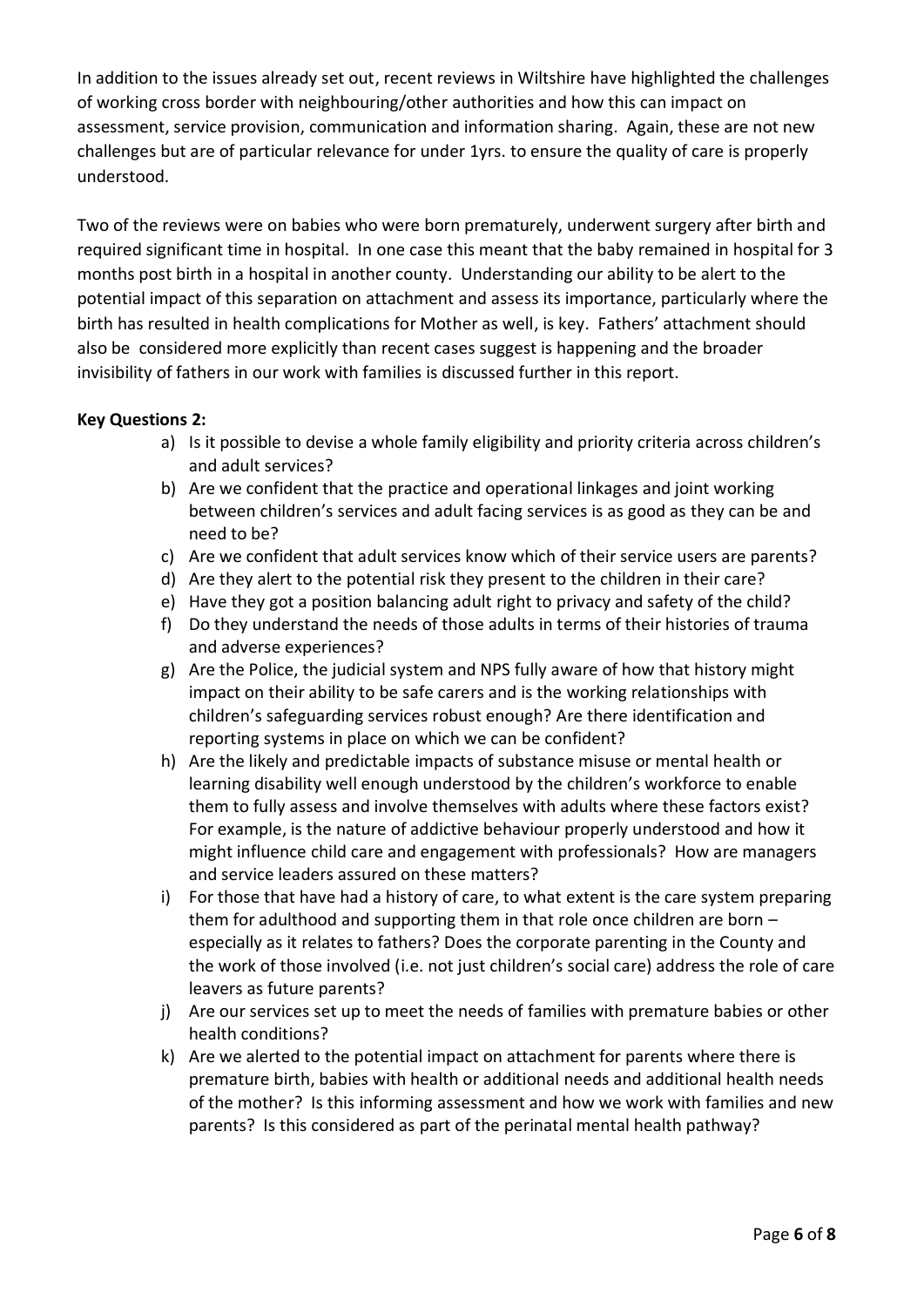In addition to the issues already set out, recent reviews in Wiltshire have highlighted the challenges of working cross border with neighbouring/other authorities and how this can impact on assessment, service provision, communication and information sharing. Again, these are not new challenges but are of particular relevance for under 1yrs. to ensure the quality of care is properly understood.

Two of the reviews were on babies who were born prematurely, underwent surgery after birth and required significant time in hospital. In one case this meant that the baby remained in hospital for 3 months post birth in a hospital in another county. Understanding our ability to be alert to the potential impact of this separation on attachment and assess its importance, particularly where the birth has resulted in health complications for Mother as well, is key. Fathers' attachment should also be considered more explicitly than recent cases suggest is happening and the broader invisibility of fathers in our work with families is discussed further in this report.

**Key Questions 2:**

a) Is it possible to devise a whole family eligibility and priority criteria across children's and adult services?
b) Are we confident that the practice and operational linkages and joint working between children's services and adult facing services is as good as they can be and need to be?
c) Are we confident that adult services know which of their service users are parents?
d) Are they alert to the potential risk they present to the children in their care?
e) Have they got a position balancing adult right to privacy and safety of the child?
f) Do they understand the needs of those adults in terms of their histories of trauma and adverse experiences?
g) Are the Police, the judicial system and NPS fully aware of how that history might impact on their ability to be safe carers and is the working relationships with children's safeguarding services robust enough? Are there identification and reporting systems in place on which we can be confident?
h) Are the likely and predictable impacts of substance misuse or mental health or learning disability well enough understood by the children's workforce to enable them to fully assess and involve themselves with adults where these factors exist? For example, is the nature of addictive behaviour properly understood and how it might influence child care and engagement with professionals? How are managers and service leaders assured on these matters?
i) For those that have had a history of care, to what extent is the care system preparing them for adulthood and supporting them in that role once children are born – especially as it relates to fathers? Does the corporate parenting in the County and the work of those involved (i.e. not just children's social care) address the role of care leavers as future parents?
j) Are our services set up to meet the needs of families with premature babies or other health conditions?
k) Are we alerted to the potential impact on attachment for parents where there is premature birth, babies with health or additional needs and additional health needs of the mother? Is this informing assessment and how we work with families and new parents? Is this considered as part of the perinatal mental health pathway?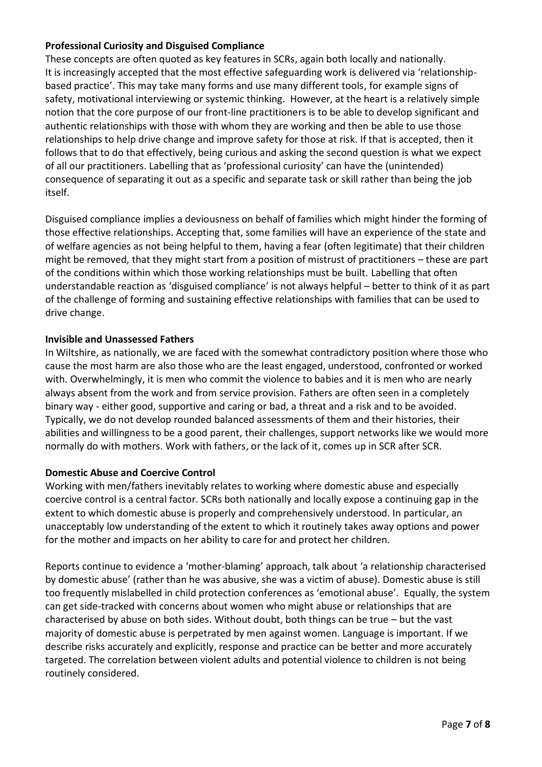**Professional Curiosity and Disguised Compliance**

These concepts are often quoted as key features in SCRs, again both locally and nationally. It is increasingly accepted that the most effective safeguarding work is delivered via 'relationship-based practice'. This may take many forms and use many different tools, for example signs of safety, motivational interviewing or systemic thinking. However, at the heart is a relatively simple notion that the core purpose of our front-line practitioners is to be able to develop significant and authentic relationships with those with whom they are working and then be able to use those relationships to help drive change and improve safety for those at risk. If that is accepted, then it follows that to do that effectively, being curious and asking the second question is what we expect of all our practitioners. Labelling that as 'professional curiosity' can have the (unintended) consequence of separating it out as a specific and separate task or skill rather than being the job itself.

Disguised compliance implies a deviousness on behalf of families which might hinder the forming of those effective relationships. Accepting that, some families will have an experience of the state and of welfare agencies as not being helpful to them, having a fear (often legitimate) that their children might be removed, that they might start from a position of mistrust of practitioners – these are part of the conditions within which those working relationships must be built. Labelling that often understandable reaction as 'disguised compliance' is not always helpful – better to think of it as part of the challenge of forming and sustaining effective relationships with families that can be used to drive change.

**Invisible and Unassessed Fathers**

In Wiltshire, as nationally, we are faced with the somewhat contradictory position where those who cause the most harm are also those who are the least engaged, understood, confronted or worked with. Overwhelmingly, it is men who commit the violence to babies and it is men who are nearly always absent from the work and from service provision. Fathers are often seen in a completely binary way - either good, supportive and caring or bad, a threat and a risk and to be avoided. Typically, we do not develop rounded balanced assessments of them and their histories, their abilities and willingness to be a good parent, their challenges, support networks like we would more normally do with mothers. Work with fathers, or the lack of it, comes up in SCR after SCR.

**Domestic Abuse and Coercive Control**

Working with men/fathers inevitably relates to working where domestic abuse and especially coercive control is a central factor. SCRs both nationally and locally expose a continuing gap in the extent to which domestic abuse is properly and comprehensively understood. In particular, an unacceptably low understanding of the extent to which it routinely takes away options and power for the mother and impacts on her ability to care for and protect her children.

Reports continue to evidence a 'mother-blaming' approach, talk about 'a relationship characterised by domestic abuse' (rather than he was abusive, she was a victim of abuse). Domestic abuse is still too frequently mislabelled in child protection conferences as 'emotional abuse'. Equally, the system can get side-tracked with concerns about women who might abuse or relationships that are characterised by abuse on both sides. Without doubt, both things can be true – but the vast majority of domestic abuse is perpetrated by men against women. Language is important. If we describe risks accurately and explicitly, response and practice can be better and more accurately targeted. The correlation between violent adults and potential violence to children is not being routinely considered.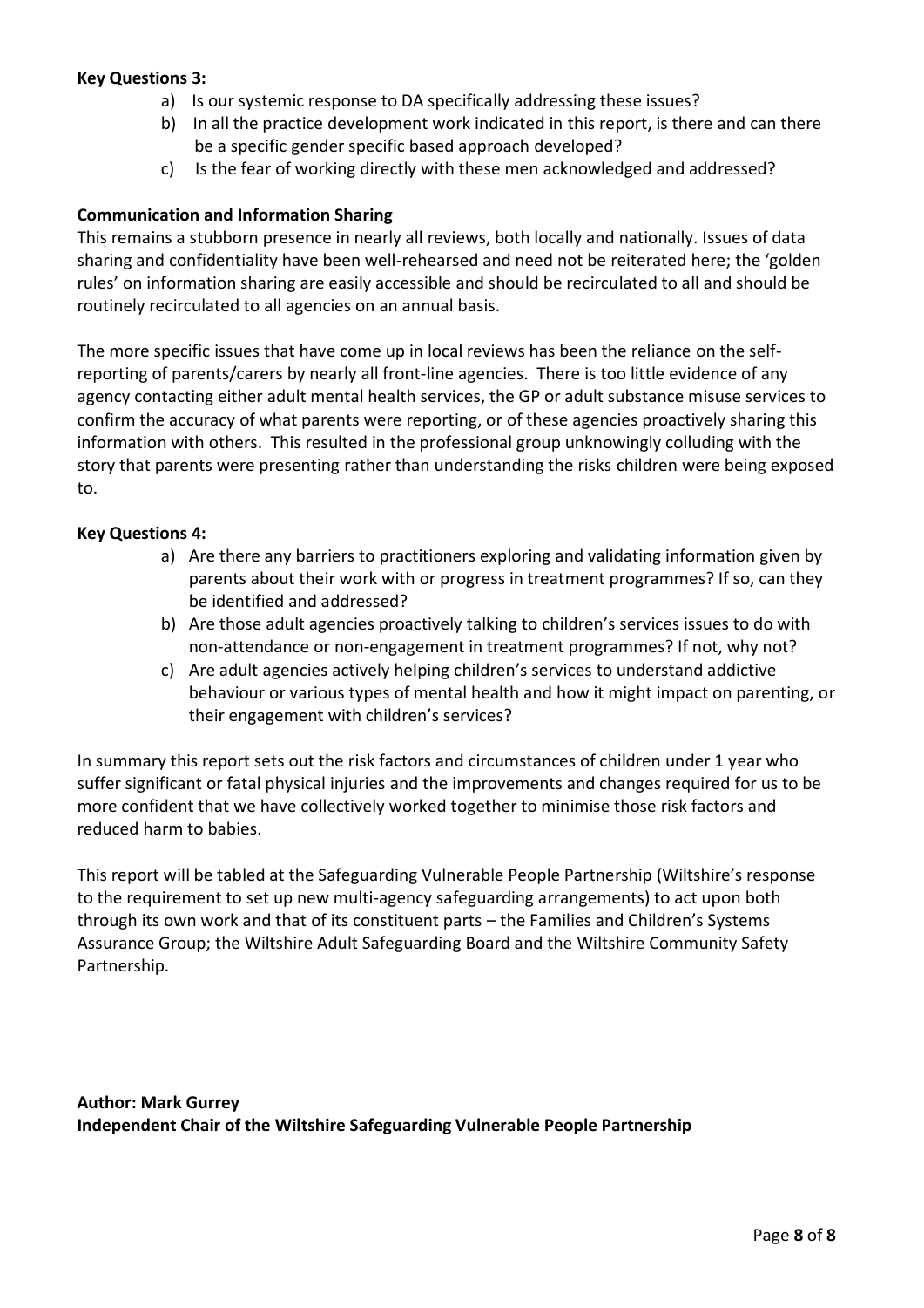**Key Questions 3:**

a) Is our systemic response to DA specifically addressing these issues?
b) In all the practice development work indicated in this report, is there and can there be a specific gender specific based approach developed?
c) Is the fear of working directly with these men acknowledged and addressed?

**Communication and Information Sharing**

This remains a stubborn presence in nearly all reviews, both locally and nationally. Issues of data sharing and confidentiality have been well-rehearsed and need not be reiterated here; the 'golden rules' on information sharing are easily accessible and should be recirculated to all and should be routinely recirculated to all agencies on an annual basis.

The more specific issues that have come up in local reviews has been the reliance on the self-reporting of parents/carers by nearly all front-line agencies. There is too little evidence of any agency contacting either adult mental health services, the GP or adult substance misuse services to confirm the accuracy of what parents were reporting, or of these agencies proactively sharing this information with others. This resulted in the professional group unknowingly colluding with the story that parents were presenting rather than understanding the risks children were being exposed to.

**Key Questions 4:**

a) Are there any barriers to practitioners exploring and validating information given by parents about their work with or progress in treatment programmes? If so, can they be identified and addressed?
b) Are those adult agencies proactively talking to children's services issues to do with non-attendance or non-engagement in treatment programmes? If not, why not?
c) Are adult agencies actively helping children's services to understand addictive behaviour or various types of mental health and how it might impact on parenting, or their engagement with children's services?

In summary this report sets out the risk factors and circumstances of children under 1 year who suffer significant or fatal physical injuries and the improvements and changes required for us to be more confident that we have collectively worked together to minimise those risk factors and reduced harm to babies.

This report will be tabled at the Safeguarding Vulnerable People Partnership (Wiltshire's response to the requirement to set up new multi-agency safeguarding arrangements) to act upon both through its own work and that of its constituent parts – the Families and Children's Systems Assurance Group; the Wiltshire Adult Safeguarding Board and the Wiltshire Community Safety Partnership.

**Author: Mark Gurrey**
**Independent Chair of the Wiltshire Safeguarding Vulnerable People Partnership**